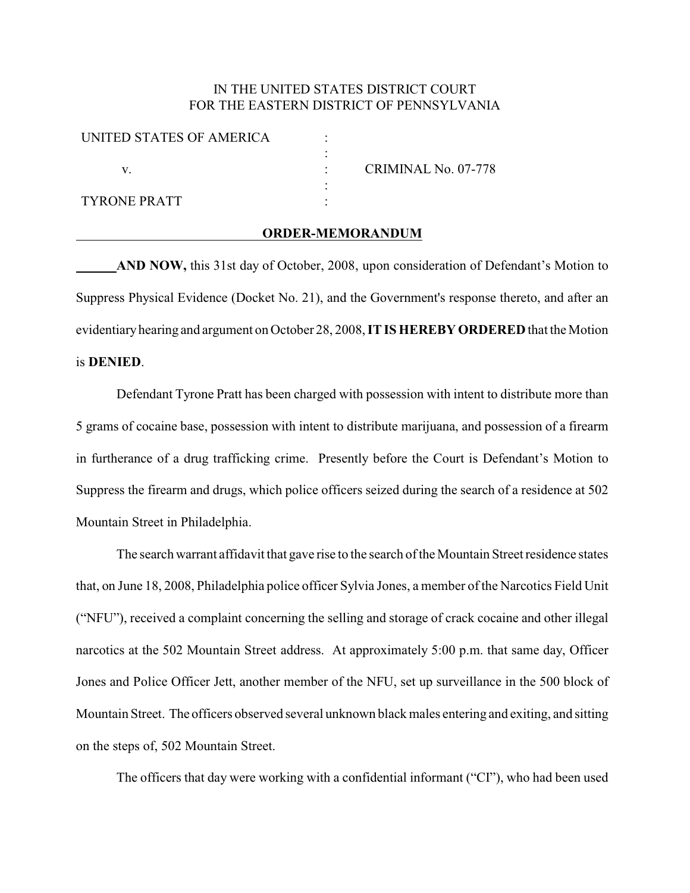IN THE UNITED STATES DISTRICT COURT
FOR THE EASTERN DISTRICT OF PENNSYLVANIA

| | | |
|---|---|---|
| UNITED STATES OF AMERICA | : | |
| | : | |
| v. | : | CRIMINAL No. 07-778 |
| | : | |
| TYRONE PRATT | : | |

**ORDER-MEMORANDUM**

**AND NOW,** this 31st day of October, 2008, upon consideration of Defendant's Motion to Suppress Physical Evidence (Docket No. 21), and the Government's response thereto, and after an evidentiary hearing and argument on October 28, 2008, **IT IS HEREBY ORDERED** that the Motion is **DENIED**.

Defendant Tyrone Pratt has been charged with possession with intent to distribute more than 5 grams of cocaine base, possession with intent to distribute marijuana, and possession of a firearm in furtherance of a drug trafficking crime. Presently before the Court is Defendant's Motion to Suppress the firearm and drugs, which police officers seized during the search of a residence at 502 Mountain Street in Philadelphia.

The search warrant affidavit that gave rise to the search of the Mountain Street residence states that, on June 18, 2008, Philadelphia police officer Sylvia Jones, a member of the Narcotics Field Unit ("NFU"), received a complaint concerning the selling and storage of crack cocaine and other illegal narcotics at the 502 Mountain Street address. At approximately 5:00 p.m. that same day, Officer Jones and Police Officer Jett, another member of the NFU, set up surveillance in the 500 block of Mountain Street. The officers observed several unknown black males entering and exiting, and sitting on the steps of, 502 Mountain Street.

The officers that day were working with a confidential informant ("CI"), who had been used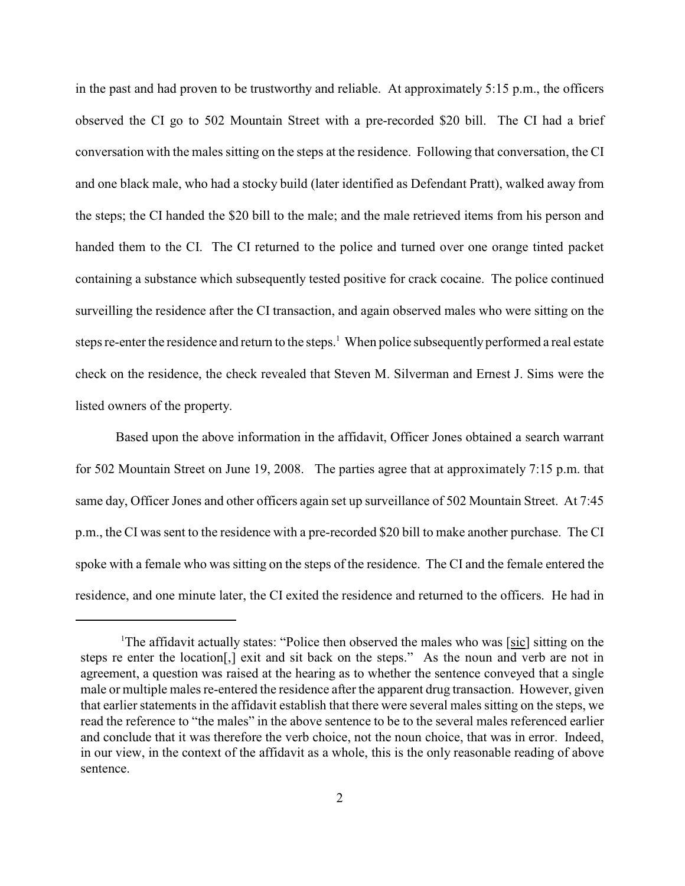in the past and had proven to be trustworthy and reliable. At approximately 5:15 p.m., the officers observed the CI go to 502 Mountain Street with a pre-recorded $20 bill. The CI had a brief conversation with the males sitting on the steps at the residence. Following that conversation, the CI and one black male, who had a stocky build (later identified as Defendant Pratt), walked away from the steps; the CI handed the $20 bill to the male; and the male retrieved items from his person and handed them to the CI. The CI returned to the police and turned over one orange tinted packet containing a substance which subsequently tested positive for crack cocaine. The police continued surveilling the residence after the CI transaction, and again observed males who were sitting on the steps re-enter the residence and return to the steps.[1] When police subsequently performed a real estate check on the residence, the check revealed that Steven M. Silverman and Ernest J. Sims were the listed owners of the property.

Based upon the above information in the affidavit, Officer Jones obtained a search warrant for 502 Mountain Street on June 19, 2008. The parties agree that at approximately 7:15 p.m. that same day, Officer Jones and other officers again set up surveillance of 502 Mountain Street. At 7:45 p.m., the CI was sent to the residence with a pre-recorded $20 bill to make another purchase. The CI spoke with a female who was sitting on the steps of the residence. The CI and the female entered the residence, and one minute later, the CI exited the residence and returned to the officers. He had in

---

[1] The affidavit actually states: "Police then observed the males who was [sic] sitting on the steps re enter the location[,] exit and sit back on the steps." As the noun and verb are not in agreement, a question was raised at the hearing as to whether the sentence conveyed that a single male or multiple males re-entered the residence after the apparent drug transaction. However, given that earlier statements in the affidavit establish that there were several males sitting on the steps, we read the reference to "the males" in the above sentence to be to the several males referenced earlier and conclude that it was therefore the verb choice, not the noun choice, that was in error. Indeed, in our view, in the context of the affidavit as a whole, this is the only reasonable reading of above sentence.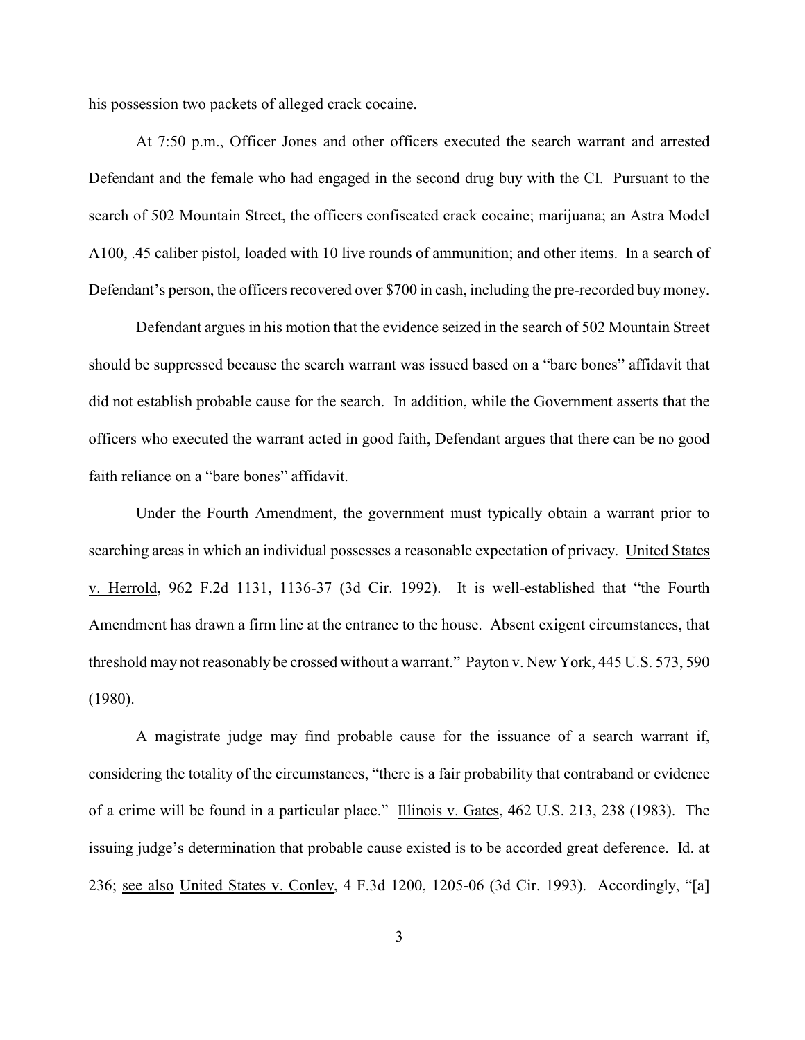his possession two packets of alleged crack cocaine.

At 7:50 p.m., Officer Jones and other officers executed the search warrant and arrested Defendant and the female who had engaged in the second drug buy with the CI. Pursuant to the search of 502 Mountain Street, the officers confiscated crack cocaine; marijuana; an Astra Model A100, .45 caliber pistol, loaded with 10 live rounds of ammunition; and other items. In a search of Defendant's person, the officers recovered over $700 in cash, including the pre-recorded buy money.

Defendant argues in his motion that the evidence seized in the search of 502 Mountain Street should be suppressed because the search warrant was issued based on a "bare bones" affidavit that did not establish probable cause for the search. In addition, while the Government asserts that the officers who executed the warrant acted in good faith, Defendant argues that there can be no good faith reliance on a "bare bones" affidavit.

Under the Fourth Amendment, the government must typically obtain a warrant prior to searching areas in which an individual possesses a reasonable expectation of privacy. United States v. Herrold, 962 F.2d 1131, 1136-37 (3d Cir. 1992). It is well-established that "the Fourth Amendment has drawn a firm line at the entrance to the house. Absent exigent circumstances, that threshold may not reasonably be crossed without a warrant." Payton v. New York, 445 U.S. 573, 590 (1980).

A magistrate judge may find probable cause for the issuance of a search warrant if, considering the totality of the circumstances, "there is a fair probability that contraband or evidence of a crime will be found in a particular place." Illinois v. Gates, 462 U.S. 213, 238 (1983). The issuing judge's determination that probable cause existed is to be accorded great deference. Id. at 236; see also United States v. Conley, 4 F.3d 1200, 1205-06 (3d Cir. 1993). Accordingly, "[a]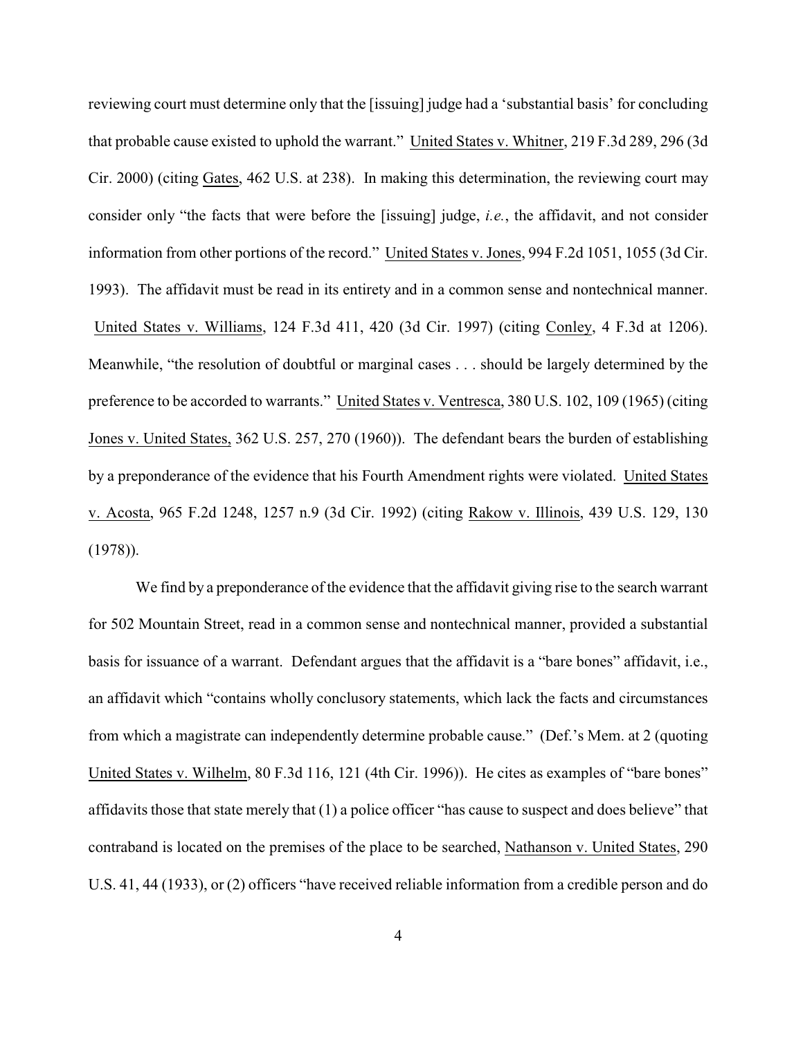reviewing court must determine only that the [issuing] judge had a 'substantial basis' for concluding that probable cause existed to uphold the warrant." United States v. Whitner, 219 F.3d 289, 296 (3d Cir. 2000) (citing Gates, 462 U.S. at 238). In making this determination, the reviewing court may consider only "the facts that were before the [issuing] judge, *i.e.*, the affidavit, and not consider information from other portions of the record." United States v. Jones, 994 F.2d 1051, 1055 (3d Cir. 1993). The affidavit must be read in its entirety and in a common sense and nontechnical manner. United States v. Williams, 124 F.3d 411, 420 (3d Cir. 1997) (citing Conley, 4 F.3d at 1206). Meanwhile, "the resolution of doubtful or marginal cases . . . should be largely determined by the preference to be accorded to warrants." United States v. Ventresca, 380 U.S. 102, 109 (1965) (citing Jones v. United States, 362 U.S. 257, 270 (1960)). The defendant bears the burden of establishing by a preponderance of the evidence that his Fourth Amendment rights were violated. United States v. Acosta, 965 F.2d 1248, 1257 n.9 (3d Cir. 1992) (citing Rakow v. Illinois, 439 U.S. 129, 130 (1978)).

We find by a preponderance of the evidence that the affidavit giving rise to the search warrant for 502 Mountain Street, read in a common sense and nontechnical manner, provided a substantial basis for issuance of a warrant. Defendant argues that the affidavit is a "bare bones" affidavit, i.e., an affidavit which "contains wholly conclusory statements, which lack the facts and circumstances from which a magistrate can independently determine probable cause." (Def.'s Mem. at 2 (quoting United States v. Wilhelm, 80 F.3d 116, 121 (4th Cir. 1996)). He cites as examples of "bare bones" affidavits those that state merely that (1) a police officer "has cause to suspect and does believe" that contraband is located on the premises of the place to be searched, Nathanson v. United States, 290 U.S. 41, 44 (1933), or (2) officers "have received reliable information from a credible person and do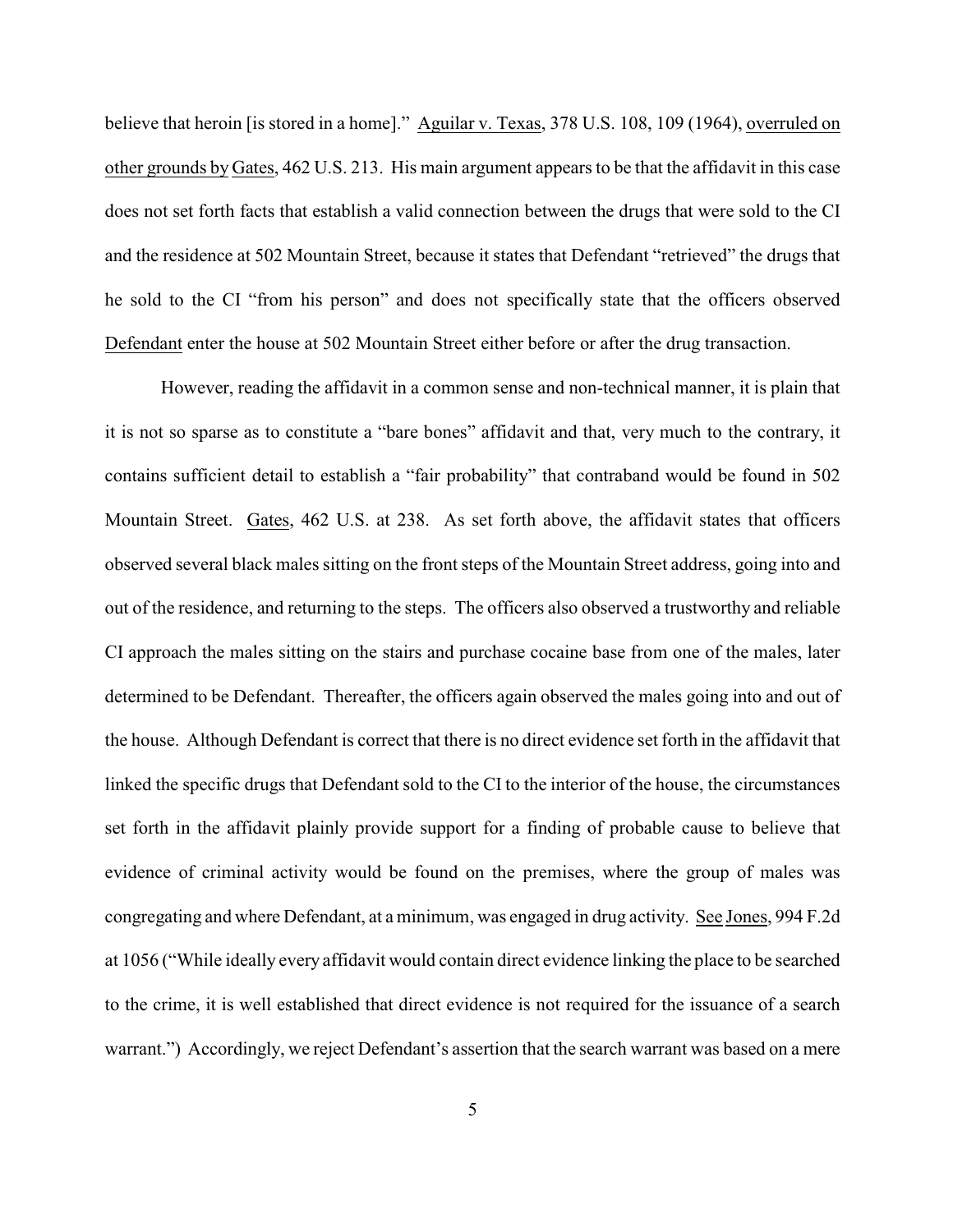believe that heroin [is stored in a home]." Aguilar v. Texas, 378 U.S. 108, 109 (1964), overruled on other grounds by Gates, 462 U.S. 213. His main argument appears to be that the affidavit in this case does not set forth facts that establish a valid connection between the drugs that were sold to the CI and the residence at 502 Mountain Street, because it states that Defendant "retrieved" the drugs that he sold to the CI "from his person" and does not specifically state that the officers observed Defendant enter the house at 502 Mountain Street either before or after the drug transaction.

However, reading the affidavit in a common sense and non-technical manner, it is plain that it is not so sparse as to constitute a "bare bones" affidavit and that, very much to the contrary, it contains sufficient detail to establish a "fair probability" that contraband would be found in 502 Mountain Street. Gates, 462 U.S. at 238. As set forth above, the affidavit states that officers observed several black males sitting on the front steps of the Mountain Street address, going into and out of the residence, and returning to the steps. The officers also observed a trustworthy and reliable CI approach the males sitting on the stairs and purchase cocaine base from one of the males, later determined to be Defendant. Thereafter, the officers again observed the males going into and out of the house. Although Defendant is correct that there is no direct evidence set forth in the affidavit that linked the specific drugs that Defendant sold to the CI to the interior of the house, the circumstances set forth in the affidavit plainly provide support for a finding of probable cause to believe that evidence of criminal activity would be found on the premises, where the group of males was congregating and where Defendant, at a minimum, was engaged in drug activity. See Jones, 994 F.2d at 1056 ("While ideally every affidavit would contain direct evidence linking the place to be searched to the crime, it is well established that direct evidence is not required for the issuance of a search warrant.") Accordingly, we reject Defendant's assertion that the search warrant was based on a mere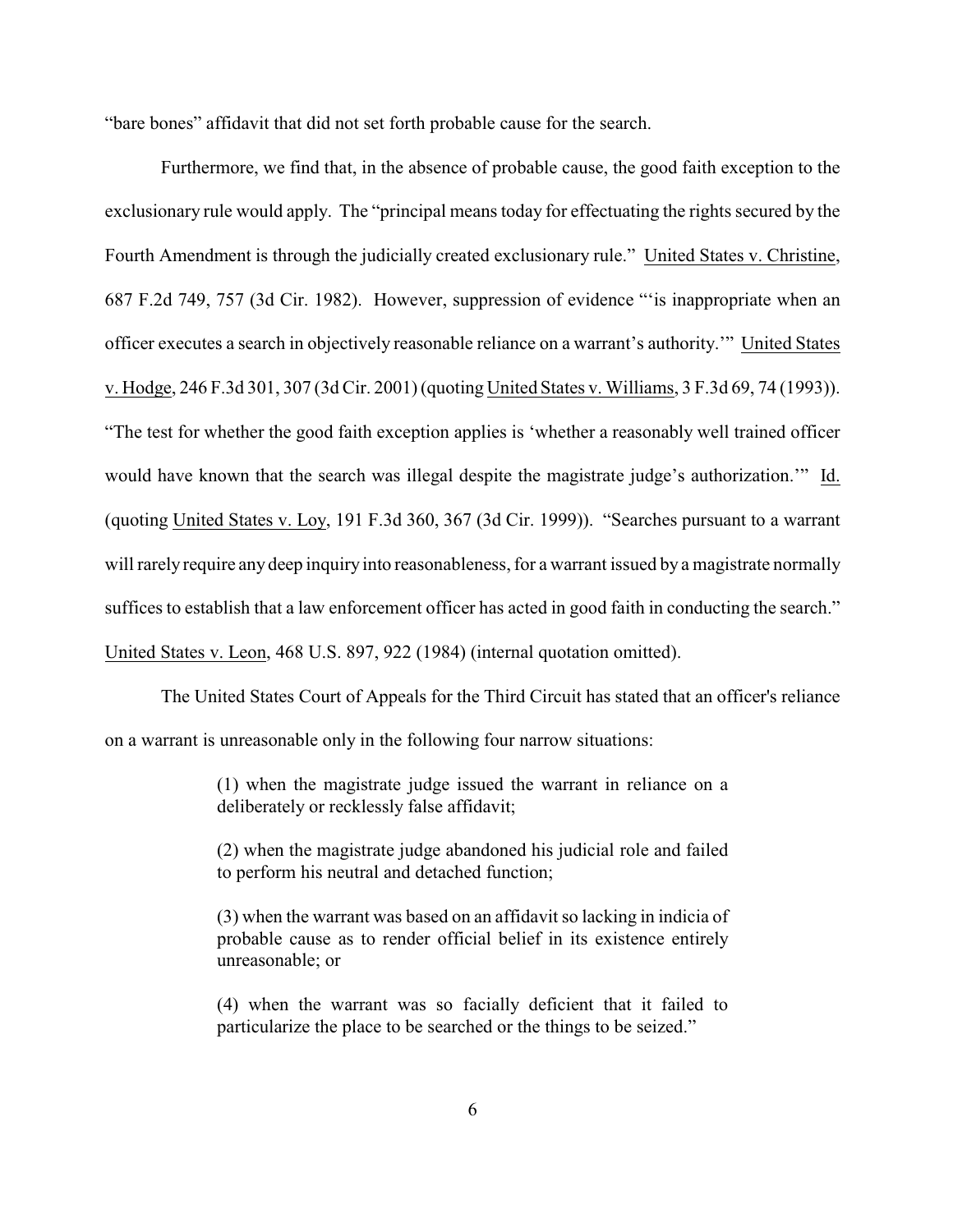"bare bones" affidavit that did not set forth probable cause for the search.

Furthermore, we find that, in the absence of probable cause, the good faith exception to the exclusionary rule would apply. The "principal means today for effectuating the rights secured by the Fourth Amendment is through the judicially created exclusionary rule." United States v. Christine, 687 F.2d 749, 757 (3d Cir. 1982). However, suppression of evidence "'is inappropriate when an officer executes a search in objectively reasonable reliance on a warrant's authority.'" United States v. Hodge, 246 F.3d 301, 307 (3d Cir. 2001) (quoting United States v. Williams, 3 F.3d 69, 74 (1993)). "The test for whether the good faith exception applies is 'whether a reasonably well trained officer would have known that the search was illegal despite the magistrate judge's authorization.'" Id. (quoting United States v. Loy, 191 F.3d 360, 367 (3d Cir. 1999)). "Searches pursuant to a warrant will rarely require any deep inquiry into reasonableness, for a warrant issued by a magistrate normally suffices to establish that a law enforcement officer has acted in good faith in conducting the search." United States v. Leon, 468 U.S. 897, 922 (1984) (internal quotation omitted).

The United States Court of Appeals for the Third Circuit has stated that an officer's reliance on a warrant is unreasonable only in the following four narrow situations:

> (1) when the magistrate judge issued the warrant in reliance on a deliberately or recklessly false affidavit;
>
> (2) when the magistrate judge abandoned his judicial role and failed to perform his neutral and detached function;
>
> (3) when the warrant was based on an affidavit so lacking in indicia of probable cause as to render official belief in its existence entirely unreasonable; or
>
> (4) when the warrant was so facially deficient that it failed to particularize the place to be searched or the things to be seized."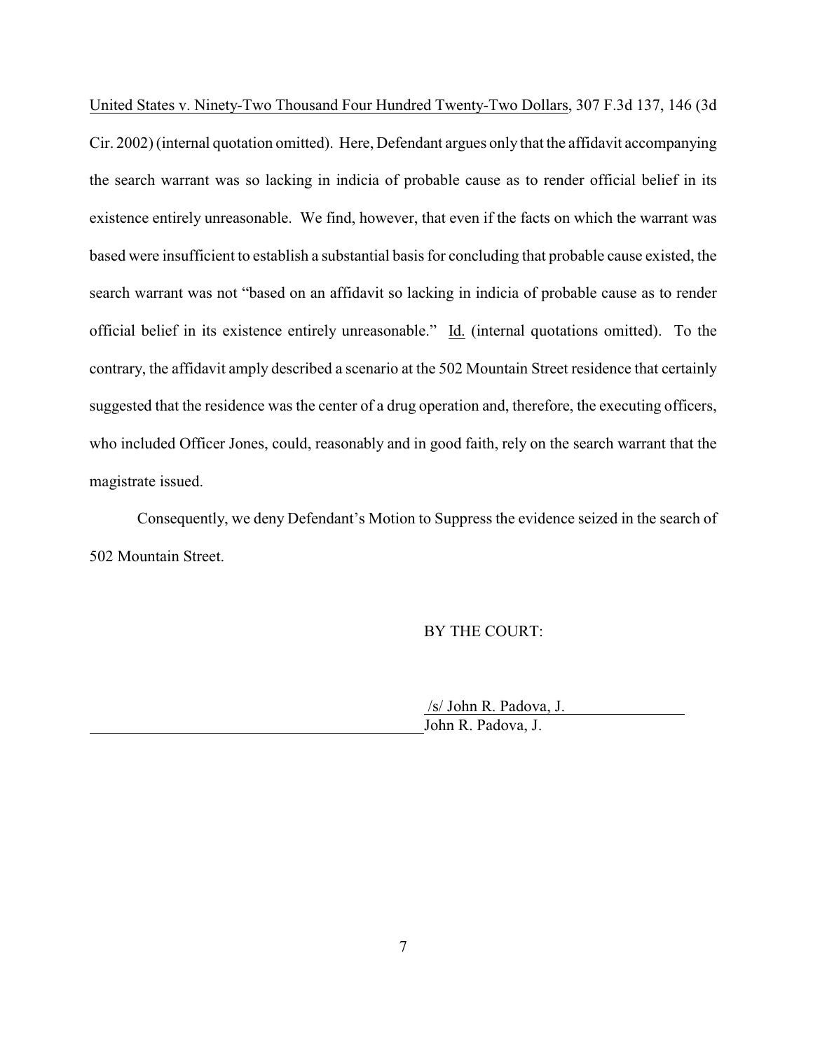United States v. Ninety-Two Thousand Four Hundred Twenty-Two Dollars, 307 F.3d 137, 146 (3d Cir. 2002) (internal quotation omitted). Here, Defendant argues only that the affidavit accompanying the search warrant was so lacking in indicia of probable cause as to render official belief in its existence entirely unreasonable. We find, however, that even if the facts on which the warrant was based were insufficient to establish a substantial basis for concluding that probable cause existed, the search warrant was not "based on an affidavit so lacking in indicia of probable cause as to render official belief in its existence entirely unreasonable." Id. (internal quotations omitted). To the contrary, the affidavit amply described a scenario at the 502 Mountain Street residence that certainly suggested that the residence was the center of a drug operation and, therefore, the executing officers, who included Officer Jones, could, reasonably and in good faith, rely on the search warrant that the magistrate issued.

Consequently, we deny Defendant's Motion to Suppress the evidence seized in the search of 502 Mountain Street.

BY THE COURT:

/s/ John R. Padova, J.

John R. Padova, J.